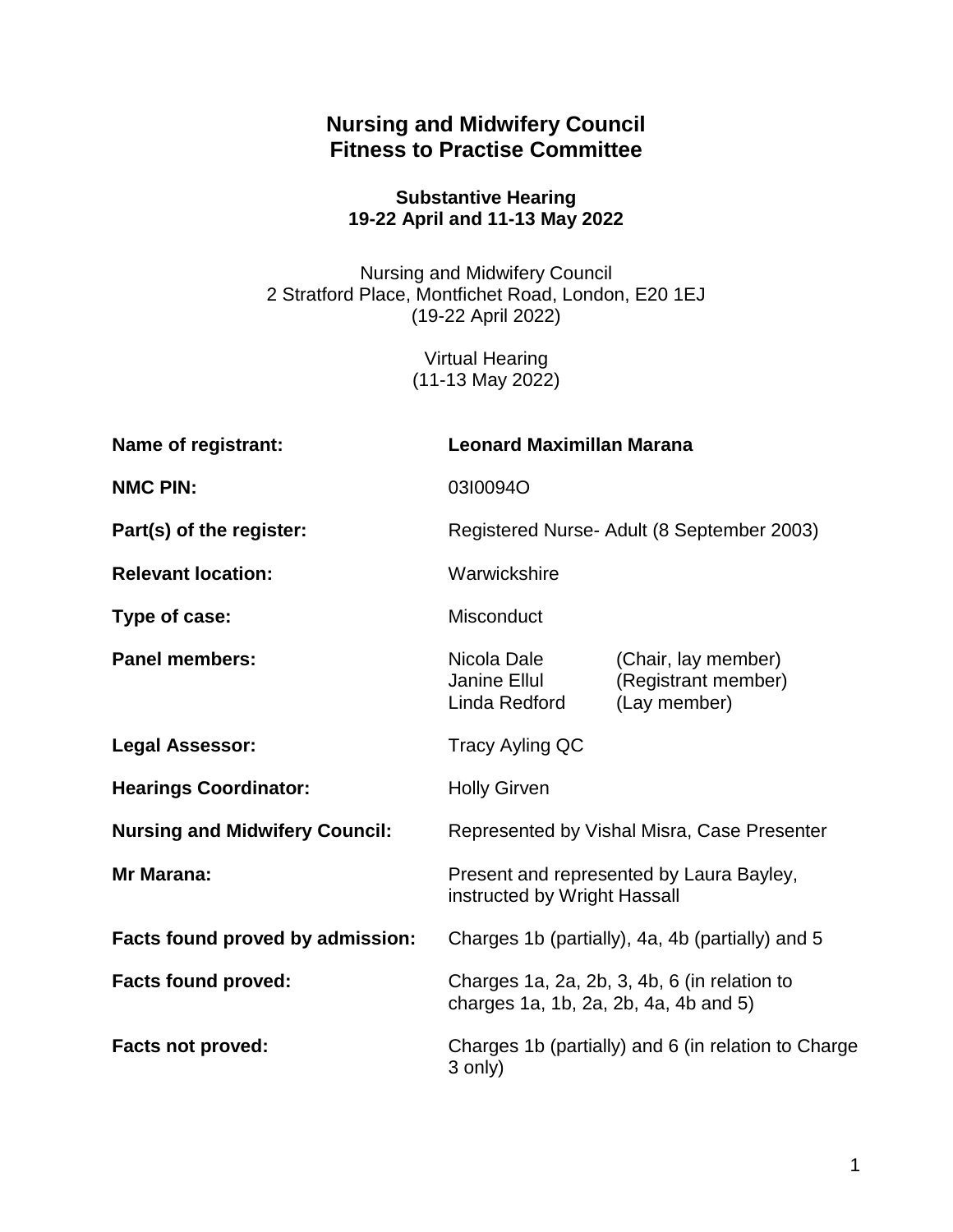# Nursing and Midwifery Council
# Fitness to Practise Committee

**Substantive Hearing**
**19-22 April and 11-13 May 2022**

Nursing and Midwifery Council
2 Stratford Place, Montfichet Road, London, E20 1EJ
(19-22 April 2022)

Virtual Hearing
(11-13 May 2022)

| | | |
|---|---|---|
| **Name of registrant:** | **Leonard Maximillan Marana** | |
| **NMC PIN:** | 03I0094O | |
| **Part(s) of the register:** | Registered Nurse- Adult (8 September 2003) | |
| **Relevant location:** | Warwickshire | |
| **Type of case:** | Misconduct | |
| **Panel members:** | Nicola Dale<br>Janine Ellul<br>Linda Redford | (Chair, lay member)<br>(Registrant member)<br>(Lay member) |
| **Legal Assessor:** | Tracy Ayling QC | |
| **Hearings Coordinator:** | Holly Girven | |
| **Nursing and Midwifery Council:** | Represented by Vishal Misra, Case Presenter | |
| **Mr Marana:** | Present and represented by Laura Bayley, instructed by Wright Hassall | |
| **Facts found proved by admission:** | Charges 1b (partially), 4a, 4b (partially) and 5 | |
| **Facts found proved:** | Charges 1a, 2a, 2b, 3, 4b, 6 (in relation to charges 1a, 1b, 2a, 2b, 4a, 4b and 5) | |
| **Facts not proved:** | Charges 1b (partially) and 6 (in relation to Charge 3 only) | |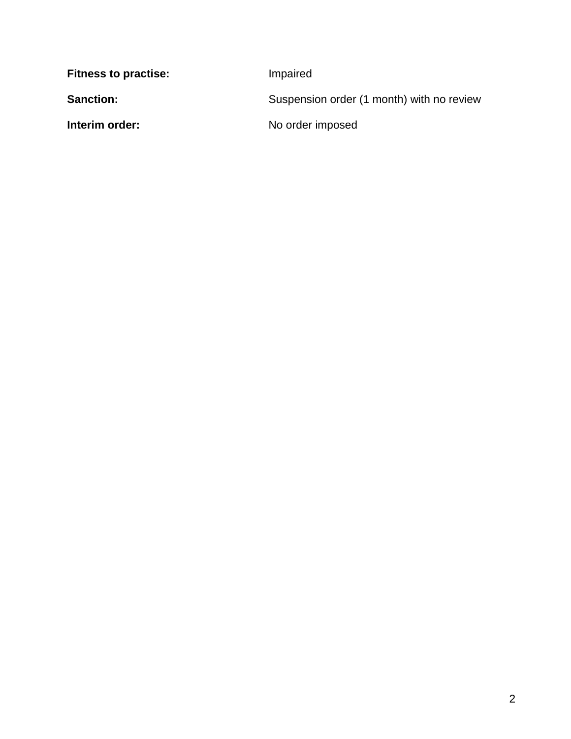| | |
|---|---|
| **Fitness to practise:** | Impaired |
| **Sanction:** | Suspension order (1 month) with no review |
| **Interim order:** | No order imposed |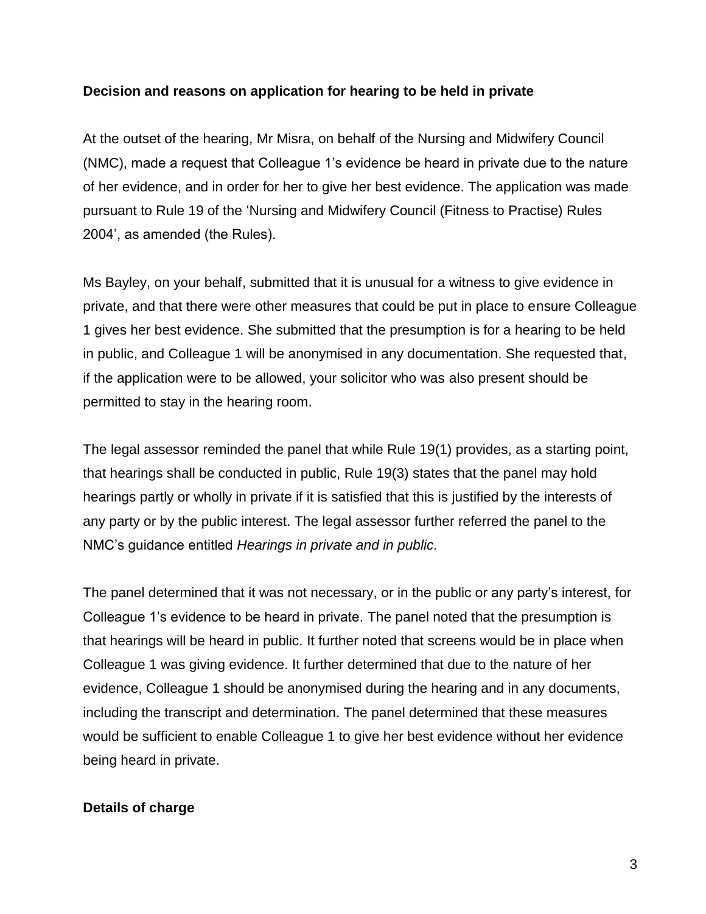**Decision and reasons on application for hearing to be held in private**

At the outset of the hearing, Mr Misra, on behalf of the Nursing and Midwifery Council (NMC), made a request that Colleague 1's evidence be heard in private due to the nature of her evidence, and in order for her to give her best evidence. The application was made pursuant to Rule 19 of the 'Nursing and Midwifery Council (Fitness to Practise) Rules 2004', as amended (the Rules).

Ms Bayley, on your behalf, submitted that it is unusual for a witness to give evidence in private, and that there were other measures that could be put in place to ensure Colleague 1 gives her best evidence. She submitted that the presumption is for a hearing to be held in public, and Colleague 1 will be anonymised in any documentation. She requested that, if the application were to be allowed, your solicitor who was also present should be permitted to stay in the hearing room.

The legal assessor reminded the panel that while Rule 19(1) provides, as a starting point, that hearings shall be conducted in public, Rule 19(3) states that the panel may hold hearings partly or wholly in private if it is satisfied that this is justified by the interests of any party or by the public interest. The legal assessor further referred the panel to the NMC's guidance entitled *Hearings in private and in public.*

The panel determined that it was not necessary, or in the public or any party's interest, for Colleague 1's evidence to be heard in private. The panel noted that the presumption is that hearings will be heard in public. It further noted that screens would be in place when Colleague 1 was giving evidence. It further determined that due to the nature of her evidence, Colleague 1 should be anonymised during the hearing and in any documents, including the transcript and determination. The panel determined that these measures would be sufficient to enable Colleague 1 to give her best evidence without her evidence being heard in private.

**Details of charge**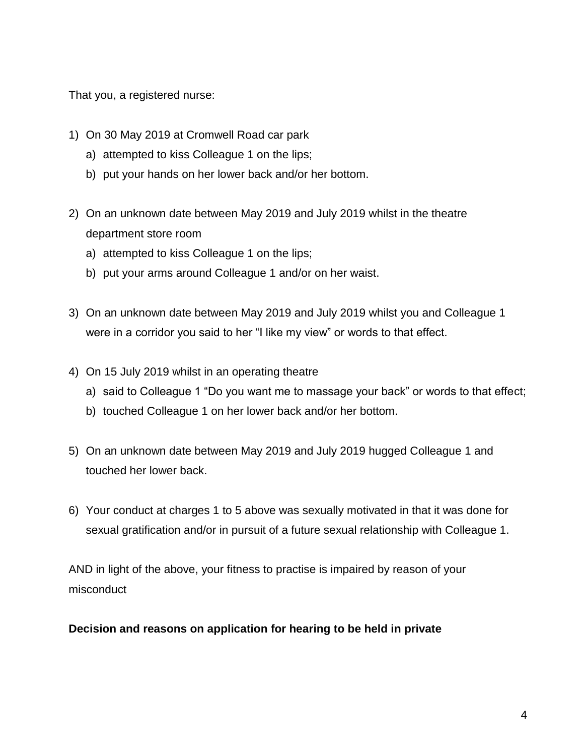That you, a registered nurse:

1) On 30 May 2019 at Cromwell Road car park
   a) attempted to kiss Colleague 1 on the lips;
   b) put your hands on her lower back and/or her bottom.

2) On an unknown date between May 2019 and July 2019 whilst in the theatre department store room
   a) attempted to kiss Colleague 1 on the lips;
   b) put your arms around Colleague 1 and/or on her waist.

3) On an unknown date between May 2019 and July 2019 whilst you and Colleague 1 were in a corridor you said to her "I like my view" or words to that effect.

4) On 15 July 2019 whilst in an operating theatre
   a) said to Colleague 1 "Do you want me to massage your back" or words to that effect;
   b) touched Colleague 1 on her lower back and/or her bottom.

5) On an unknown date between May 2019 and July 2019 hugged Colleague 1 and touched her lower back.

6) Your conduct at charges 1 to 5 above was sexually motivated in that it was done for sexual gratification and/or in pursuit of a future sexual relationship with Colleague 1.

AND in light of the above, your fitness to practise is impaired by reason of your misconduct

**Decision and reasons on application for hearing to be held in private**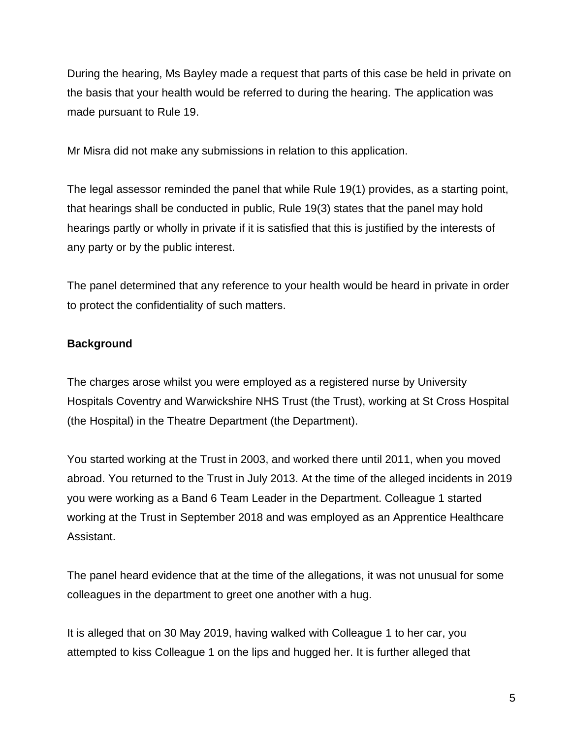During the hearing, Ms Bayley made a request that parts of this case be held in private on the basis that your health would be referred to during the hearing. The application was made pursuant to Rule 19.

Mr Misra did not make any submissions in relation to this application.

The legal assessor reminded the panel that while Rule 19(1) provides, as a starting point, that hearings shall be conducted in public, Rule 19(3) states that the panel may hold hearings partly or wholly in private if it is satisfied that this is justified by the interests of any party or by the public interest.

The panel determined that any reference to your health would be heard in private in order to protect the confidentiality of such matters.

**Background**

The charges arose whilst you were employed as a registered nurse by University Hospitals Coventry and Warwickshire NHS Trust (the Trust), working at St Cross Hospital (the Hospital) in the Theatre Department (the Department).

You started working at the Trust in 2003, and worked there until 2011, when you moved abroad. You returned to the Trust in July 2013. At the time of the alleged incidents in 2019 you were working as a Band 6 Team Leader in the Department. Colleague 1 started working at the Trust in September 2018 and was employed as an Apprentice Healthcare Assistant.

The panel heard evidence that at the time of the allegations, it was not unusual for some colleagues in the department to greet one another with a hug.

It is alleged that on 30 May 2019, having walked with Colleague 1 to her car, you attempted to kiss Colleague 1 on the lips and hugged her. It is further alleged that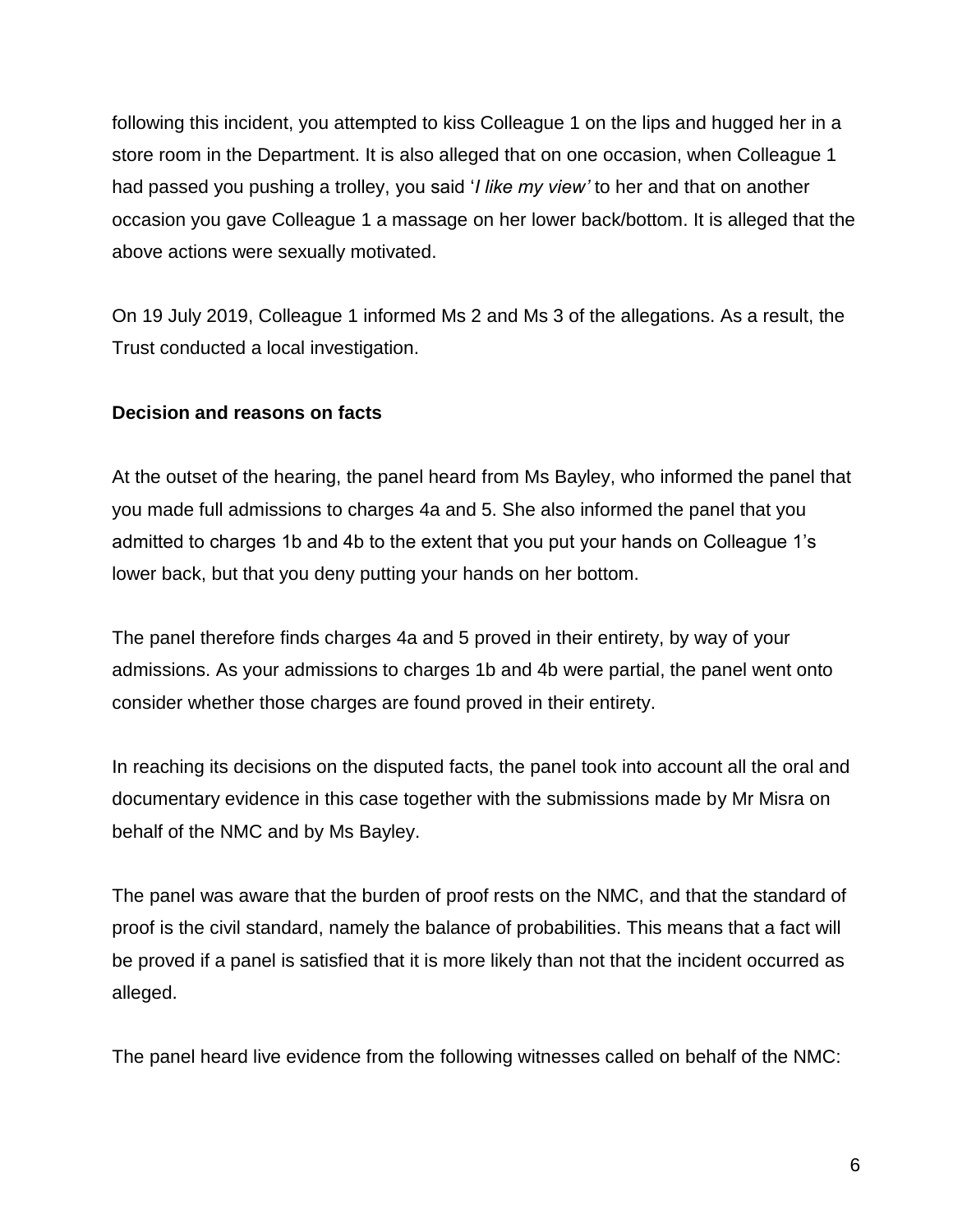following this incident, you attempted to kiss Colleague 1 on the lips and hugged her in a store room in the Department. It is also alleged that on one occasion, when Colleague 1 had passed you pushing a trolley, you said '*I like my view'* to her and that on another occasion you gave Colleague 1 a massage on her lower back/bottom. It is alleged that the above actions were sexually motivated.

On 19 July 2019, Colleague 1 informed Ms 2 and Ms 3 of the allegations. As a result, the Trust conducted a local investigation.

**Decision and reasons on facts**

At the outset of the hearing, the panel heard from Ms Bayley, who informed the panel that you made full admissions to charges 4a and 5. She also informed the panel that you admitted to charges 1b and 4b to the extent that you put your hands on Colleague 1's lower back, but that you deny putting your hands on her bottom.

The panel therefore finds charges 4a and 5 proved in their entirety, by way of your admissions. As your admissions to charges 1b and 4b were partial, the panel went onto consider whether those charges are found proved in their entirety.

In reaching its decisions on the disputed facts, the panel took into account all the oral and documentary evidence in this case together with the submissions made by Mr Misra on behalf of the NMC and by Ms Bayley.

The panel was aware that the burden of proof rests on the NMC, and that the standard of proof is the civil standard, namely the balance of probabilities. This means that a fact will be proved if a panel is satisfied that it is more likely than not that the incident occurred as alleged.

The panel heard live evidence from the following witnesses called on behalf of the NMC: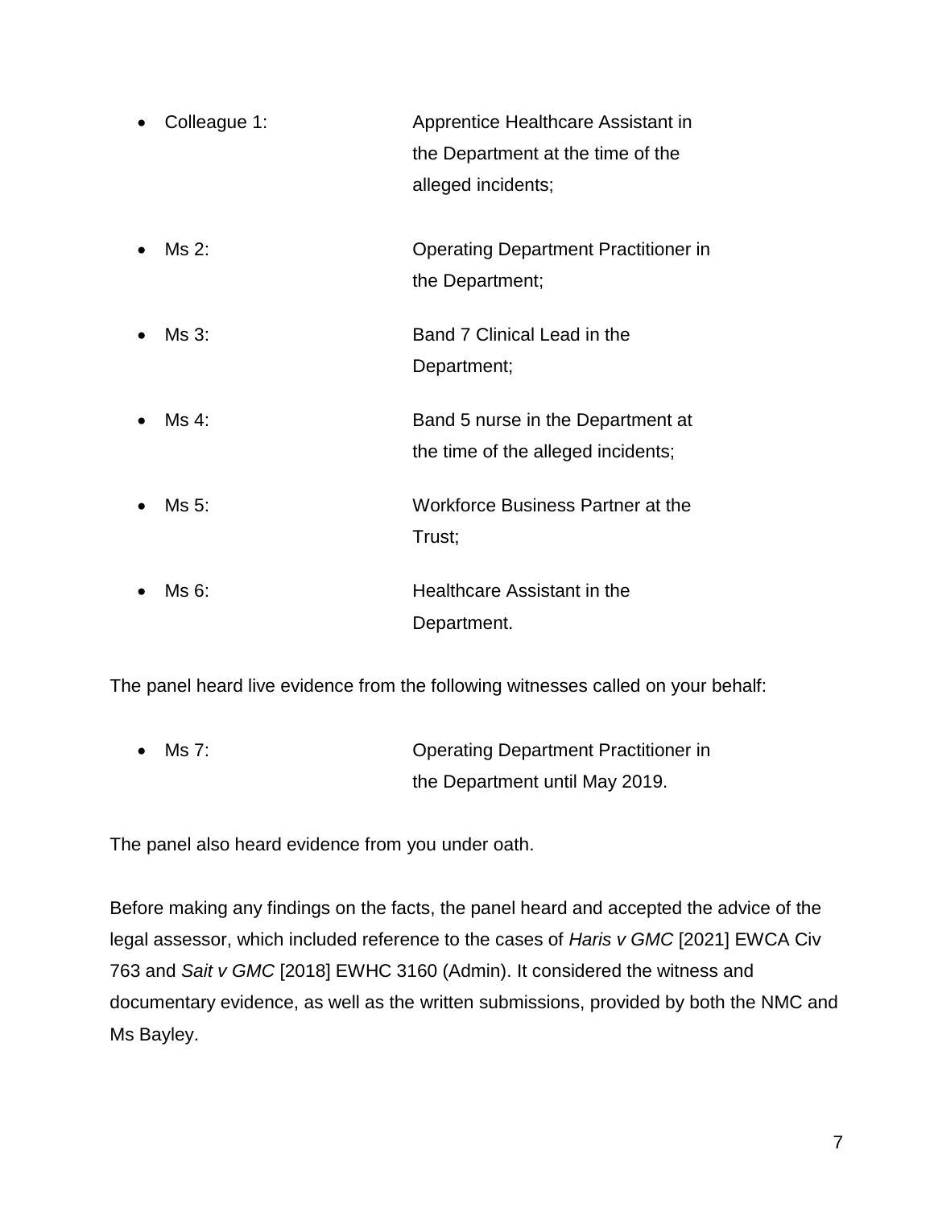- Colleague 1: Apprentice Healthcare Assistant in the Department at the time of the alleged incidents;

- Ms 2: Operating Department Practitioner in the Department;

- Ms 3: Band 7 Clinical Lead in the Department;

- Ms 4: Band 5 nurse in the Department at the time of the alleged incidents;

- Ms 5: Workforce Business Partner at the Trust;

- Ms 6: Healthcare Assistant in the Department.

The panel heard live evidence from the following witnesses called on your behalf:

- Ms 7: Operating Department Practitioner in the Department until May 2019.

The panel also heard evidence from you under oath.

Before making any findings on the facts, the panel heard and accepted the advice of the legal assessor, which included reference to the cases of *Haris v GMC* [2021] EWCA Civ 763 and *Sait v GMC* [2018] EWHC 3160 (Admin). It considered the witness and documentary evidence, as well as the written submissions, provided by both the NMC and Ms Bayley.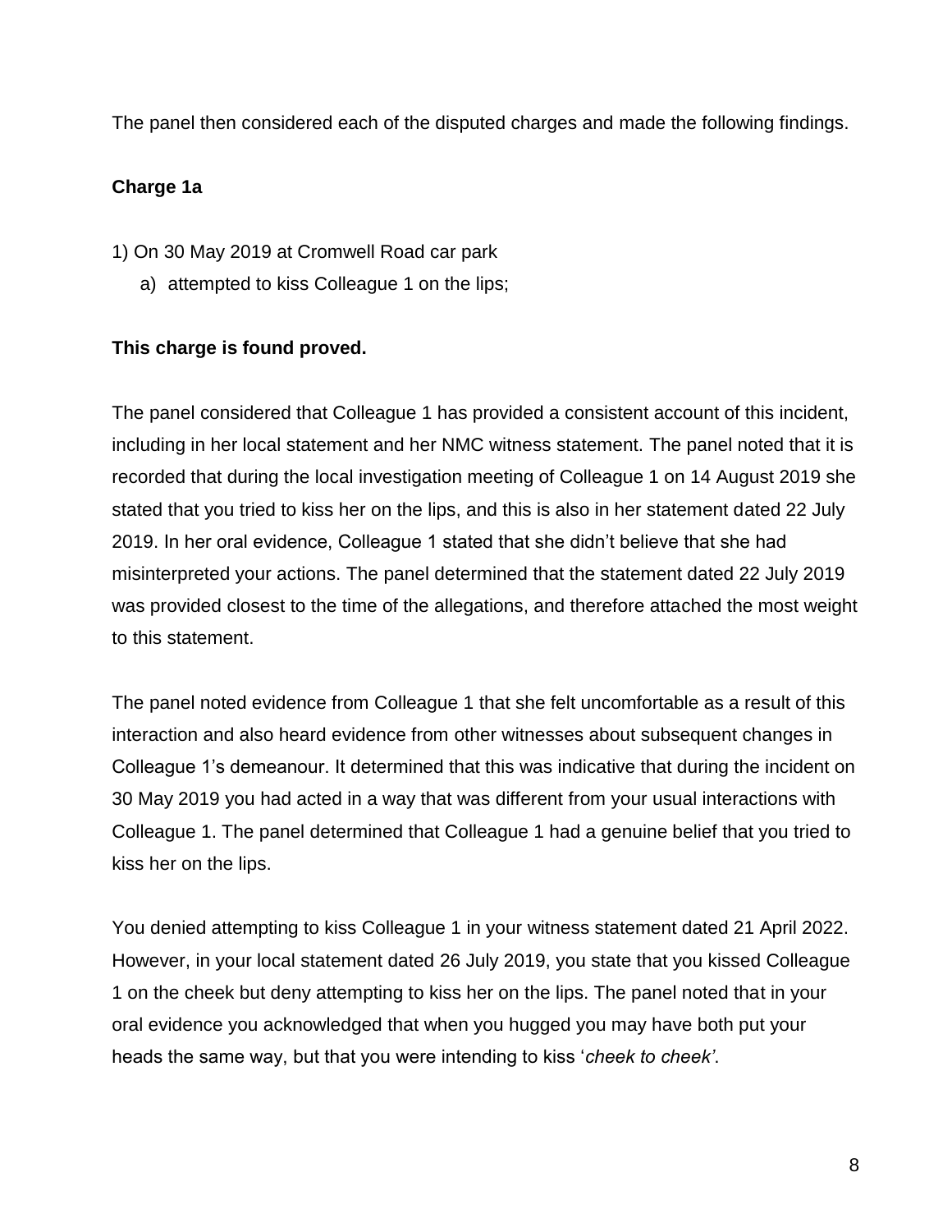The panel then considered each of the disputed charges and made the following findings.

**Charge 1a**

1) On 30 May 2019 at Cromwell Road car park

   a) attempted to kiss Colleague 1 on the lips;

**This charge is found proved.**

The panel considered that Colleague 1 has provided a consistent account of this incident, including in her local statement and her NMC witness statement. The panel noted that it is recorded that during the local investigation meeting of Colleague 1 on 14 August 2019 she stated that you tried to kiss her on the lips, and this is also in her statement dated 22 July 2019. In her oral evidence, Colleague 1 stated that she didn't believe that she had misinterpreted your actions. The panel determined that the statement dated 22 July 2019 was provided closest to the time of the allegations, and therefore attached the most weight to this statement.

The panel noted evidence from Colleague 1 that she felt uncomfortable as a result of this interaction and also heard evidence from other witnesses about subsequent changes in Colleague 1's demeanour. It determined that this was indicative that during the incident on 30 May 2019 you had acted in a way that was different from your usual interactions with Colleague 1. The panel determined that Colleague 1 had a genuine belief that you tried to kiss her on the lips.

You denied attempting to kiss Colleague 1 in your witness statement dated 21 April 2022. However, in your local statement dated 26 July 2019, you state that you kissed Colleague 1 on the cheek but deny attempting to kiss her on the lips. The panel noted that in your oral evidence you acknowledged that when you hugged you may have both put your heads the same way, but that you were intending to kiss '*cheek to cheek'*.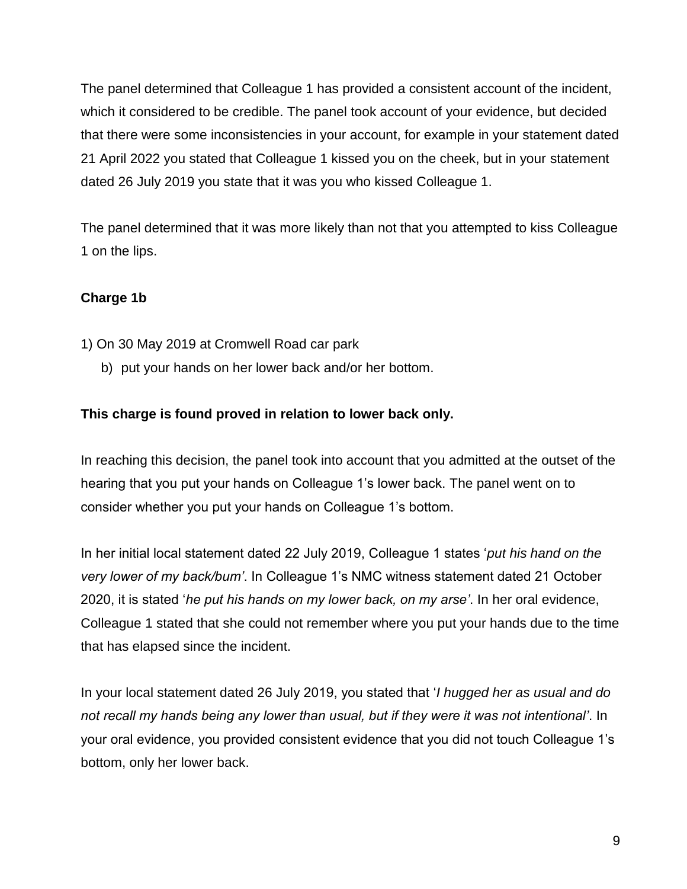The panel determined that Colleague 1 has provided a consistent account of the incident, which it considered to be credible. The panel took account of your evidence, but decided that there were some inconsistencies in your account, for example in your statement dated 21 April 2022 you stated that Colleague 1 kissed you on the cheek, but in your statement dated 26 July 2019 you state that it was you who kissed Colleague 1.

The panel determined that it was more likely than not that you attempted to kiss Colleague 1 on the lips.

**Charge 1b**

1) On 30 May 2019 at Cromwell Road car park
    b) put your hands on her lower back and/or her bottom.

**This charge is found proved in relation to lower back only.**

In reaching this decision, the panel took into account that you admitted at the outset of the hearing that you put your hands on Colleague 1's lower back. The panel went on to consider whether you put your hands on Colleague 1's bottom.

In her initial local statement dated 22 July 2019, Colleague 1 states '*put his hand on the very lower of my back/bum'*. In Colleague 1's NMC witness statement dated 21 October 2020, it is stated '*he put his hands on my lower back, on my arse'*. In her oral evidence, Colleague 1 stated that she could not remember where you put your hands due to the time that has elapsed since the incident.

In your local statement dated 26 July 2019, you stated that '*I hugged her as usual and do not recall my hands being any lower than usual, but if they were it was not intentional'*. In your oral evidence, you provided consistent evidence that you did not touch Colleague 1's bottom, only her lower back.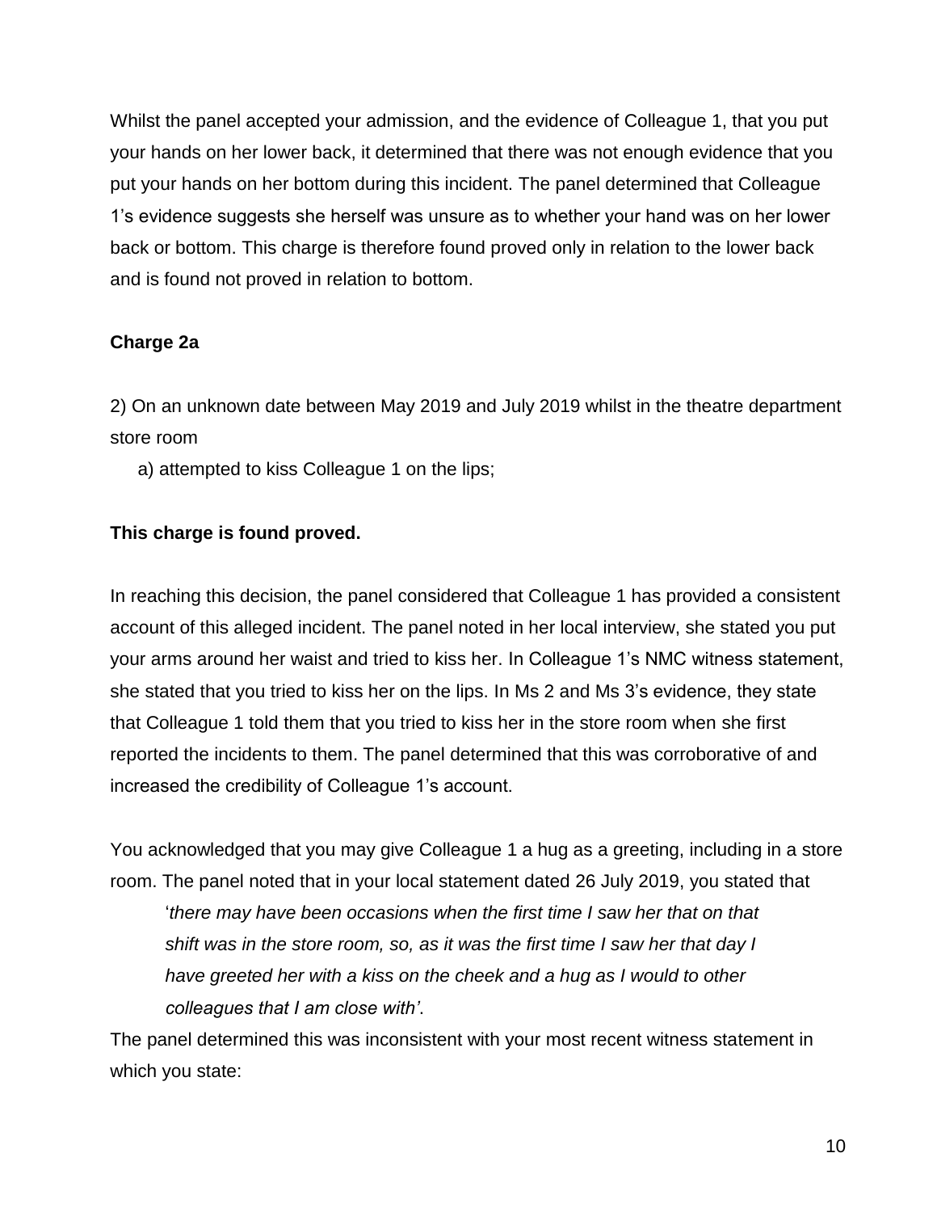Whilst the panel accepted your admission, and the evidence of Colleague 1, that you put your hands on her lower back, it determined that there was not enough evidence that you put your hands on her bottom during this incident. The panel determined that Colleague 1's evidence suggests she herself was unsure as to whether your hand was on her lower back or bottom. This charge is therefore found proved only in relation to the lower back and is found not proved in relation to bottom.

**Charge 2a**

2) On an unknown date between May 2019 and July 2019 whilst in the theatre department store room

a) attempted to kiss Colleague 1 on the lips;

**This charge is found proved.**

In reaching this decision, the panel considered that Colleague 1 has provided a consistent account of this alleged incident. The panel noted in her local interview, she stated you put your arms around her waist and tried to kiss her. In Colleague 1's NMC witness statement, she stated that you tried to kiss her on the lips. In Ms 2 and Ms 3's evidence, they state that Colleague 1 told them that you tried to kiss her in the store room when she first reported the incidents to them. The panel determined that this was corroborative of and increased the credibility of Colleague 1's account.

You acknowledged that you may give Colleague 1 a hug as a greeting, including in a store room. The panel noted that in your local statement dated 26 July 2019, you stated that

> '*there may have been occasions when the first time I saw her that on that shift was in the store room, so, as it was the first time I saw her that day I have greeted her with a kiss on the cheek and a hug as I would to other colleagues that I am close with'*.

The panel determined this was inconsistent with your most recent witness statement in which you state: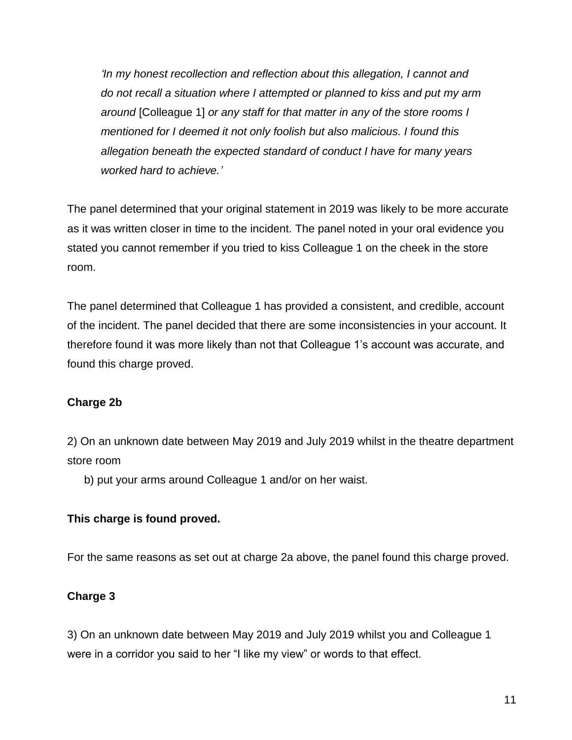> *'In my honest recollection and reflection about this allegation, I cannot and do not recall a situation where I attempted or planned to kiss and put my arm around* [Colleague 1] *or any staff for that matter in any of the store rooms I mentioned for I deemed it not only foolish but also malicious. I found this allegation beneath the expected standard of conduct I have for many years worked hard to achieve.'*

The panel determined that your original statement in 2019 was likely to be more accurate as it was written closer in time to the incident. The panel noted in your oral evidence you stated you cannot remember if you tried to kiss Colleague 1 on the cheek in the store room.

The panel determined that Colleague 1 has provided a consistent, and credible, account of the incident. The panel decided that there are some inconsistencies in your account. It therefore found it was more likely than not that Colleague 1's account was accurate, and found this charge proved.

**Charge 2b**

2) On an unknown date between May 2019 and July 2019 whilst in the theatre department store room

b) put your arms around Colleague 1 and/or on her waist.

**This charge is found proved.**

For the same reasons as set out at charge 2a above, the panel found this charge proved.

**Charge 3**

3) On an unknown date between May 2019 and July 2019 whilst you and Colleague 1 were in a corridor you said to her "I like my view" or words to that effect.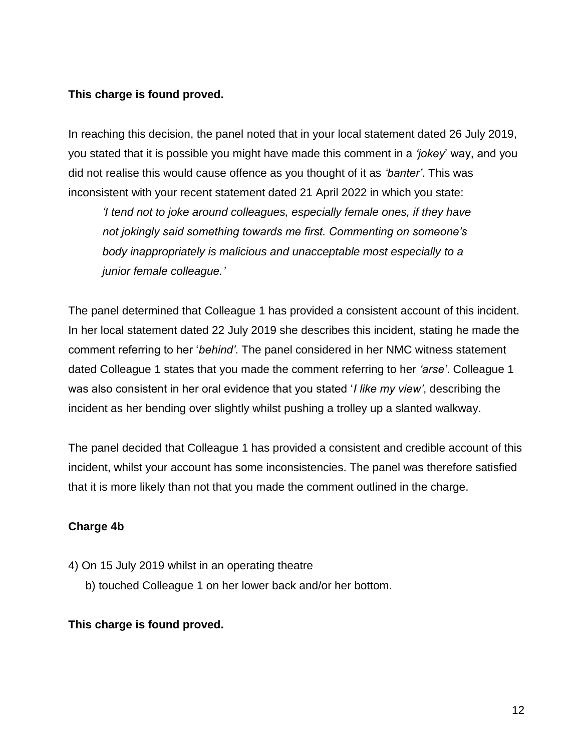**This charge is found proved.**

In reaching this decision, the panel noted that in your local statement dated 26 July 2019, you stated that it is possible you might have made this comment in a *'jokey'* way, and you did not realise this would cause offence as you thought of it as *'banter'*. This was inconsistent with your recent statement dated 21 April 2022 in which you state:

> *'I tend not to joke around colleagues, especially female ones, if they have not jokingly said something towards me first. Commenting on someone's body inappropriately is malicious and unacceptable most especially to a junior female colleague.'*

The panel determined that Colleague 1 has provided a consistent account of this incident. In her local statement dated 22 July 2019 she describes this incident, stating he made the comment referring to her '*behind'*. The panel considered in her NMC witness statement dated Colleague 1 states that you made the comment referring to her *'arse'*. Colleague 1 was also consistent in her oral evidence that you stated '*I like my view'*, describing the incident as her bending over slightly whilst pushing a trolley up a slanted walkway.

The panel decided that Colleague 1 has provided a consistent and credible account of this incident, whilst your account has some inconsistencies. The panel was therefore satisfied that it is more likely than not that you made the comment outlined in the charge.

**Charge 4b**

4) On 15 July 2019 whilst in an operating theatre

b) touched Colleague 1 on her lower back and/or her bottom.

**This charge is found proved.**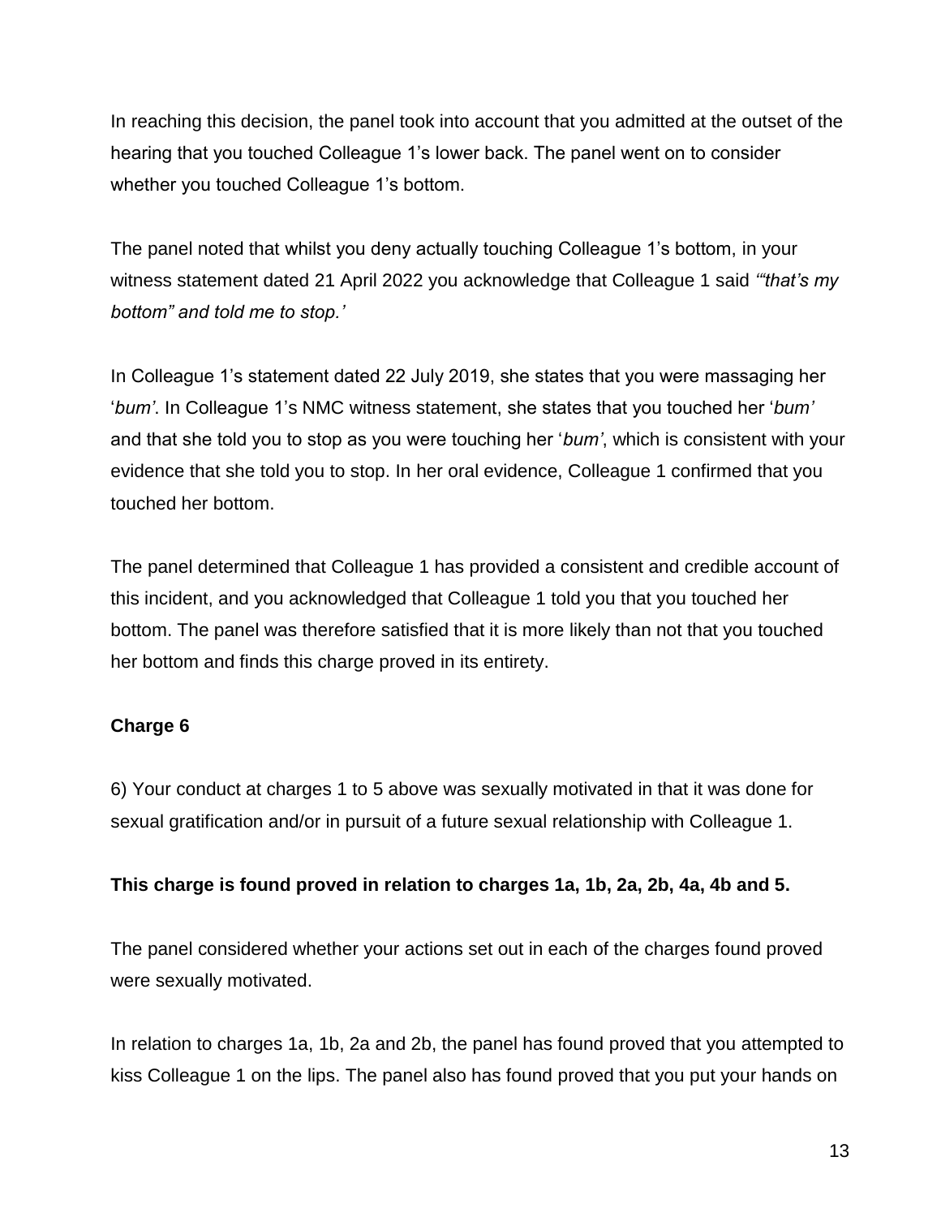In reaching this decision, the panel took into account that you admitted at the outset of the hearing that you touched Colleague 1's lower back. The panel went on to consider whether you touched Colleague 1's bottom.

The panel noted that whilst you deny actually touching Colleague 1's bottom, in your witness statement dated 21 April 2022 you acknowledge that Colleague 1 said *'"that's my bottom" and told me to stop.'*

In Colleague 1's statement dated 22 July 2019, she states that you were massaging her '*bum'*. In Colleague 1's NMC witness statement, she states that you touched her '*bum'* and that she told you to stop as you were touching her '*bum'*, which is consistent with your evidence that she told you to stop. In her oral evidence, Colleague 1 confirmed that you touched her bottom.

The panel determined that Colleague 1 has provided a consistent and credible account of this incident, and you acknowledged that Colleague 1 told you that you touched her bottom. The panel was therefore satisfied that it is more likely than not that you touched her bottom and finds this charge proved in its entirety.

**Charge 6**

6) Your conduct at charges 1 to 5 above was sexually motivated in that it was done for sexual gratification and/or in pursuit of a future sexual relationship with Colleague 1.

**This charge is found proved in relation to charges 1a, 1b, 2a, 2b, 4a, 4b and 5.**

The panel considered whether your actions set out in each of the charges found proved were sexually motivated.

In relation to charges 1a, 1b, 2a and 2b, the panel has found proved that you attempted to kiss Colleague 1 on the lips. The panel also has found proved that you put your hands on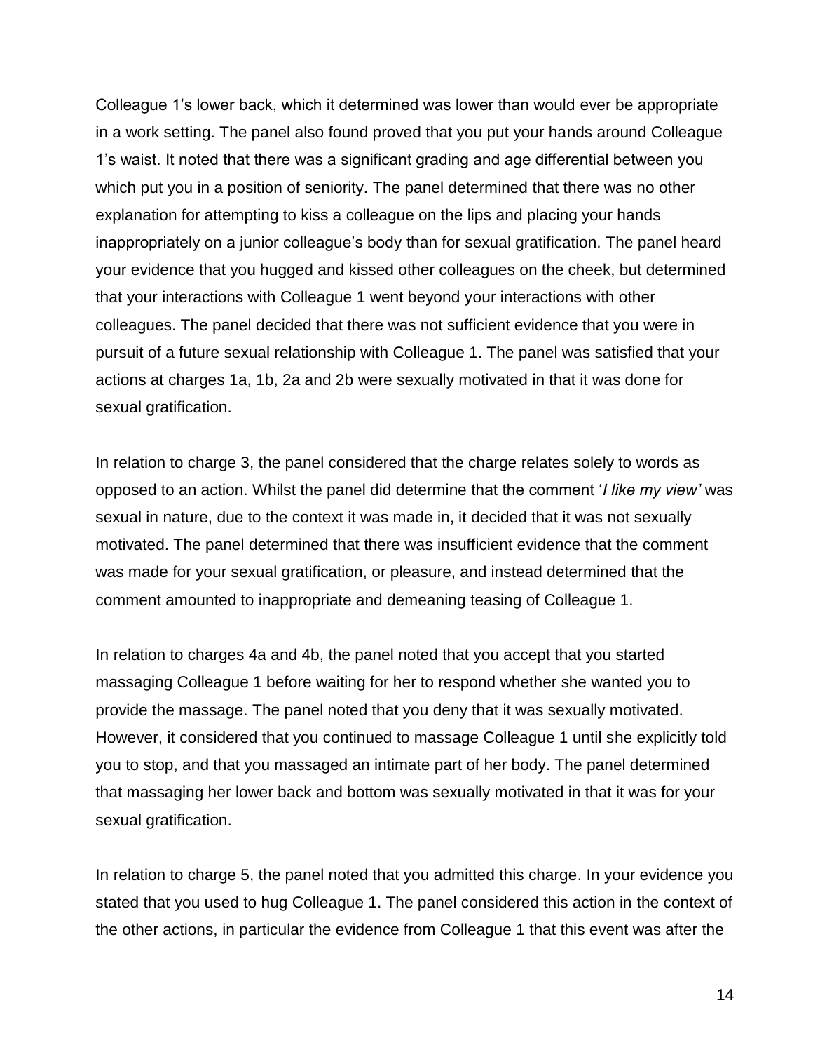Colleague 1's lower back, which it determined was lower than would ever be appropriate in a work setting. The panel also found proved that you put your hands around Colleague 1's waist. It noted that there was a significant grading and age differential between you which put you in a position of seniority. The panel determined that there was no other explanation for attempting to kiss a colleague on the lips and placing your hands inappropriately on a junior colleague's body than for sexual gratification. The panel heard your evidence that you hugged and kissed other colleagues on the cheek, but determined that your interactions with Colleague 1 went beyond your interactions with other colleagues. The panel decided that there was not sufficient evidence that you were in pursuit of a future sexual relationship with Colleague 1. The panel was satisfied that your actions at charges 1a, 1b, 2a and 2b were sexually motivated in that it was done for sexual gratification.

In relation to charge 3, the panel considered that the charge relates solely to words as opposed to an action. Whilst the panel did determine that the comment '*I like my view'* was sexual in nature, due to the context it was made in, it decided that it was not sexually motivated. The panel determined that there was insufficient evidence that the comment was made for your sexual gratification, or pleasure, and instead determined that the comment amounted to inappropriate and demeaning teasing of Colleague 1.

In relation to charges 4a and 4b, the panel noted that you accept that you started massaging Colleague 1 before waiting for her to respond whether she wanted you to provide the massage. The panel noted that you deny that it was sexually motivated. However, it considered that you continued to massage Colleague 1 until she explicitly told you to stop, and that you massaged an intimate part of her body. The panel determined that massaging her lower back and bottom was sexually motivated in that it was for your sexual gratification.

In relation to charge 5, the panel noted that you admitted this charge. In your evidence you stated that you used to hug Colleague 1. The panel considered this action in the context of the other actions, in particular the evidence from Colleague 1 that this event was after the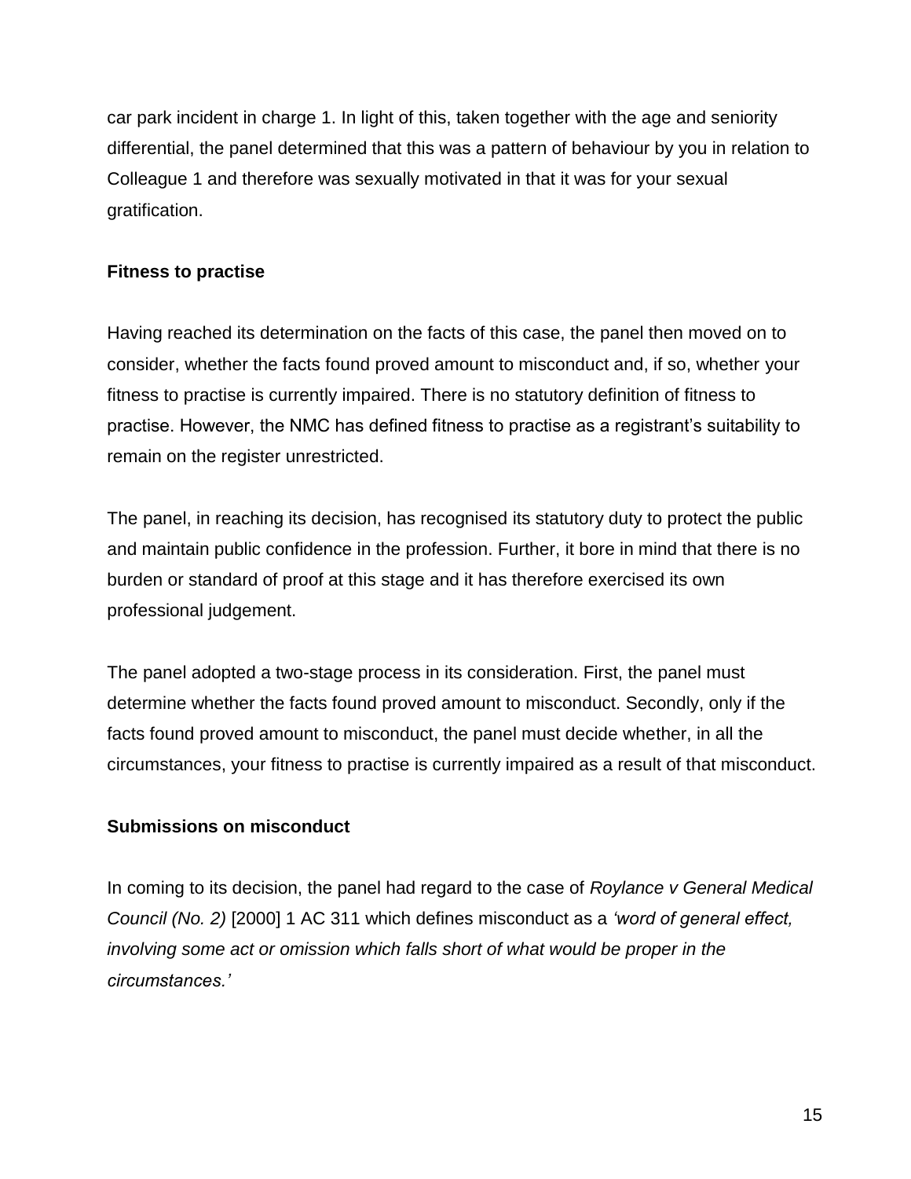car park incident in charge 1. In light of this, taken together with the age and seniority differential, the panel determined that this was a pattern of behaviour by you in relation to Colleague 1 and therefore was sexually motivated in that it was for your sexual gratification.

**Fitness to practise**

Having reached its determination on the facts of this case, the panel then moved on to consider, whether the facts found proved amount to misconduct and, if so, whether your fitness to practise is currently impaired. There is no statutory definition of fitness to practise. However, the NMC has defined fitness to practise as a registrant's suitability to remain on the register unrestricted.

The panel, in reaching its decision, has recognised its statutory duty to protect the public and maintain public confidence in the profession. Further, it bore in mind that there is no burden or standard of proof at this stage and it has therefore exercised its own professional judgement.

The panel adopted a two-stage process in its consideration. First, the panel must determine whether the facts found proved amount to misconduct. Secondly, only if the facts found proved amount to misconduct, the panel must decide whether, in all the circumstances, your fitness to practise is currently impaired as a result of that misconduct.

**Submissions on misconduct**

In coming to its decision, the panel had regard to the case of *Roylance v General Medical Council (No. 2)* [2000] 1 AC 311 which defines misconduct as a *'word of general effect, involving some act or omission which falls short of what would be proper in the circumstances.'*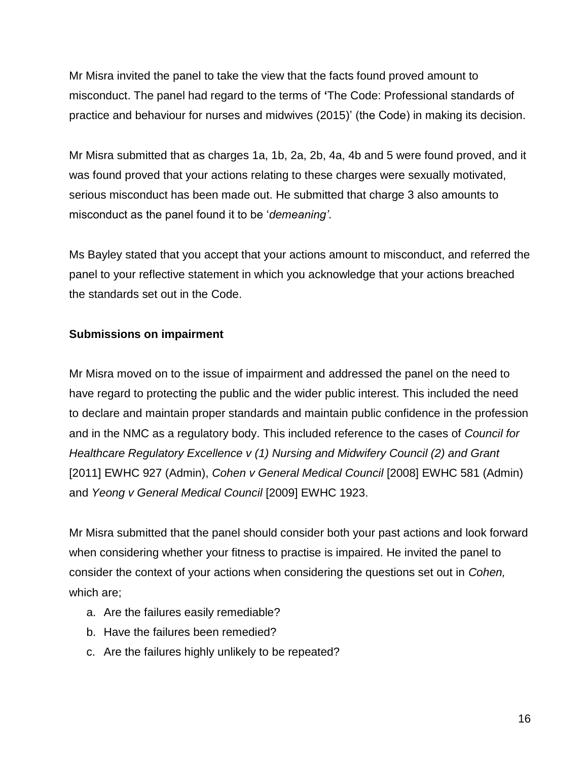Mr Misra invited the panel to take the view that the facts found proved amount to misconduct. The panel had regard to the terms of **'**The Code: Professional standards of practice and behaviour for nurses and midwives (2015)' (the Code) in making its decision.

Mr Misra submitted that as charges 1a, 1b, 2a, 2b, 4a, 4b and 5 were found proved, and it was found proved that your actions relating to these charges were sexually motivated, serious misconduct has been made out. He submitted that charge 3 also amounts to misconduct as the panel found it to be '*demeaning'*.

Ms Bayley stated that you accept that your actions amount to misconduct, and referred the panel to your reflective statement in which you acknowledge that your actions breached the standards set out in the Code.

**Submissions on impairment**

Mr Misra moved on to the issue of impairment and addressed the panel on the need to have regard to protecting the public and the wider public interest. This included the need to declare and maintain proper standards and maintain public confidence in the profession and in the NMC as a regulatory body. This included reference to the cases of *Council for Healthcare Regulatory Excellence v (1) Nursing and Midwifery Council (2) and Grant* [2011] EWHC 927 (Admin), *Cohen v General Medical Council* [2008] EWHC 581 (Admin) and *Yeong v General Medical Council* [2009] EWHC 1923.

Mr Misra submitted that the panel should consider both your past actions and look forward when considering whether your fitness to practise is impaired. He invited the panel to consider the context of your actions when considering the questions set out in *Cohen,* which are;

a. Are the failures easily remediable?
b. Have the failures been remedied?
c. Are the failures highly unlikely to be repeated?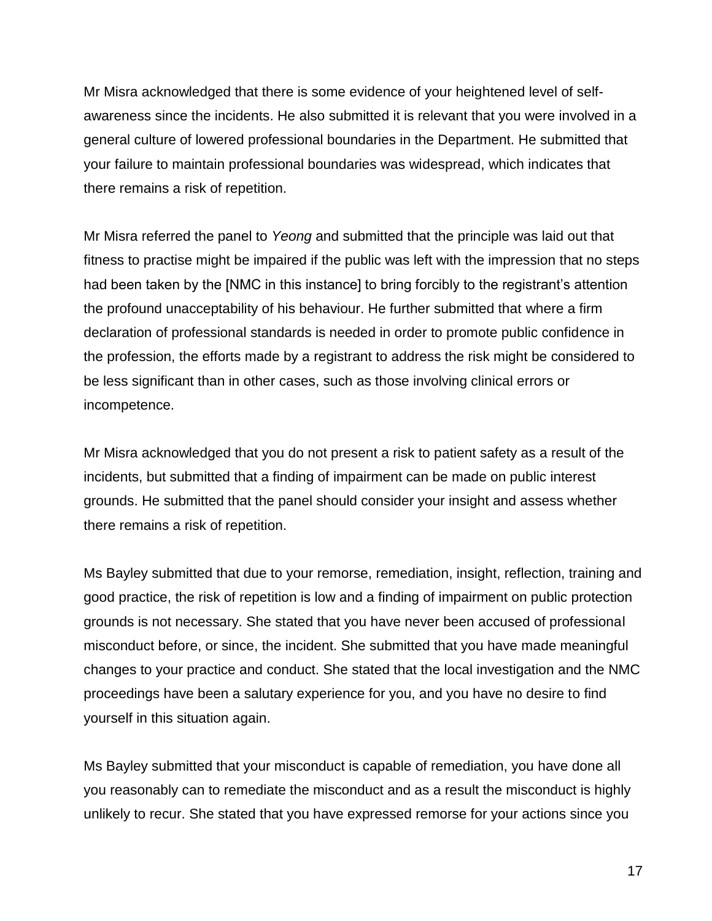Mr Misra acknowledged that there is some evidence of your heightened level of self-awareness since the incidents. He also submitted it is relevant that you were involved in a general culture of lowered professional boundaries in the Department. He submitted that your failure to maintain professional boundaries was widespread, which indicates that there remains a risk of repetition.

Mr Misra referred the panel to *Yeong* and submitted that the principle was laid out that fitness to practise might be impaired if the public was left with the impression that no steps had been taken by the [NMC in this instance] to bring forcibly to the registrant's attention the profound unacceptability of his behaviour. He further submitted that where a firm declaration of professional standards is needed in order to promote public confidence in the profession, the efforts made by a registrant to address the risk might be considered to be less significant than in other cases, such as those involving clinical errors or incompetence.

Mr Misra acknowledged that you do not present a risk to patient safety as a result of the incidents, but submitted that a finding of impairment can be made on public interest grounds. He submitted that the panel should consider your insight and assess whether there remains a risk of repetition.

Ms Bayley submitted that due to your remorse, remediation, insight, reflection, training and good practice, the risk of repetition is low and a finding of impairment on public protection grounds is not necessary. She stated that you have never been accused of professional misconduct before, or since, the incident. She submitted that you have made meaningful changes to your practice and conduct. She stated that the local investigation and the NMC proceedings have been a salutary experience for you, and you have no desire to find yourself in this situation again.

Ms Bayley submitted that your misconduct is capable of remediation, you have done all you reasonably can to remediate the misconduct and as a result the misconduct is highly unlikely to recur. She stated that you have expressed remorse for your actions since you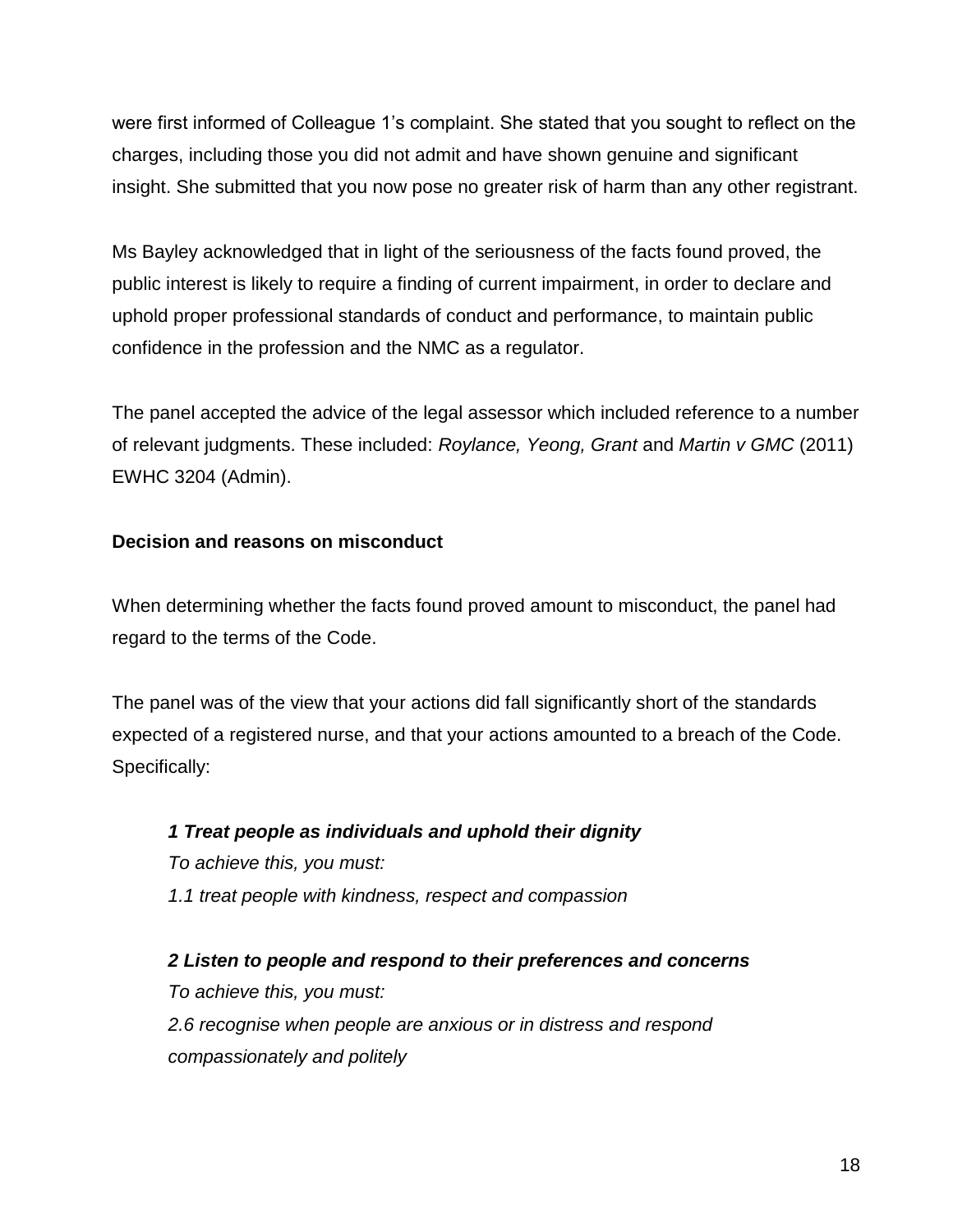were first informed of Colleague 1’s complaint. She stated that you sought to reflect on the charges, including those you did not admit and have shown genuine and significant insight. She submitted that you now pose no greater risk of harm than any other registrant.

Ms Bayley acknowledged that in light of the seriousness of the facts found proved, the public interest is likely to require a finding of current impairment, in order to declare and uphold proper professional standards of conduct and performance, to maintain public confidence in the profession and the NMC as a regulator.

The panel accepted the advice of the legal assessor which included reference to a number of relevant judgments. These included: *Roylance, Yeong, Grant* and *Martin v GMC* (2011) EWHC 3204 (Admin).

**Decision and reasons on misconduct**

When determining whether the facts found proved amount to misconduct, the panel had regard to the terms of the Code.

The panel was of the view that your actions did fall significantly short of the standards expected of a registered nurse, and that your actions amounted to a breach of the Code. Specifically:

> ***1 Treat people as individuals and uphold their dignity***
> *To achieve this, you must:*
> *1.1 treat people with kindness, respect and compassion*
>
> ***2 Listen to people and respond to their preferences and concerns***
> *To achieve this, you must:*
> *2.6 recognise when people are anxious or in distress and respond compassionately and politely*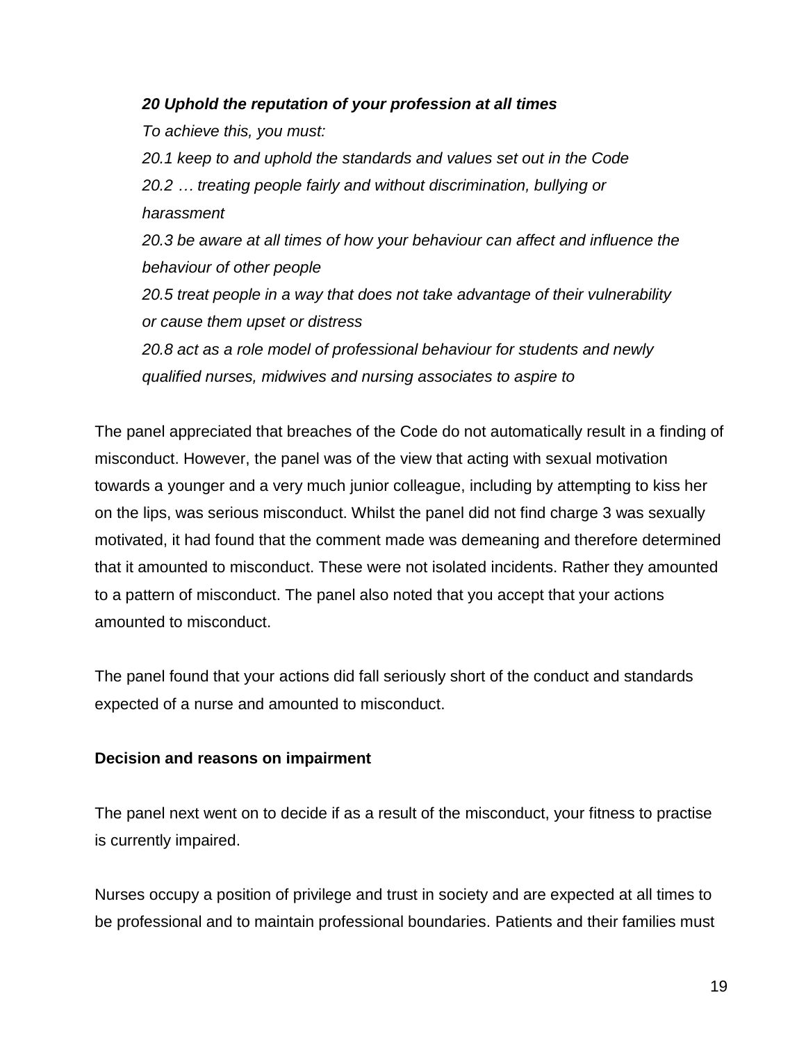***20 Uphold the reputation of your profession at all times***

*To achieve this, you must:*

*20.1 keep to and uphold the standards and values set out in the Code*

*20.2 … treating people fairly and without discrimination, bullying or harassment*

*20.3 be aware at all times of how your behaviour can affect and influence the behaviour of other people*

*20.5 treat people in a way that does not take advantage of their vulnerability or cause them upset or distress*

*20.8 act as a role model of professional behaviour for students and newly qualified nurses, midwives and nursing associates to aspire to*

The panel appreciated that breaches of the Code do not automatically result in a finding of misconduct. However, the panel was of the view that acting with sexual motivation towards a younger and a very much junior colleague, including by attempting to kiss her on the lips, was serious misconduct. Whilst the panel did not find charge 3 was sexually motivated, it had found that the comment made was demeaning and therefore determined that it amounted to misconduct. These were not isolated incidents. Rather they amounted to a pattern of misconduct. The panel also noted that you accept that your actions amounted to misconduct.

The panel found that your actions did fall seriously short of the conduct and standards expected of a nurse and amounted to misconduct.

**Decision and reasons on impairment**

The panel next went on to decide if as a result of the misconduct, your fitness to practise is currently impaired.

Nurses occupy a position of privilege and trust in society and are expected at all times to be professional and to maintain professional boundaries. Patients and their families must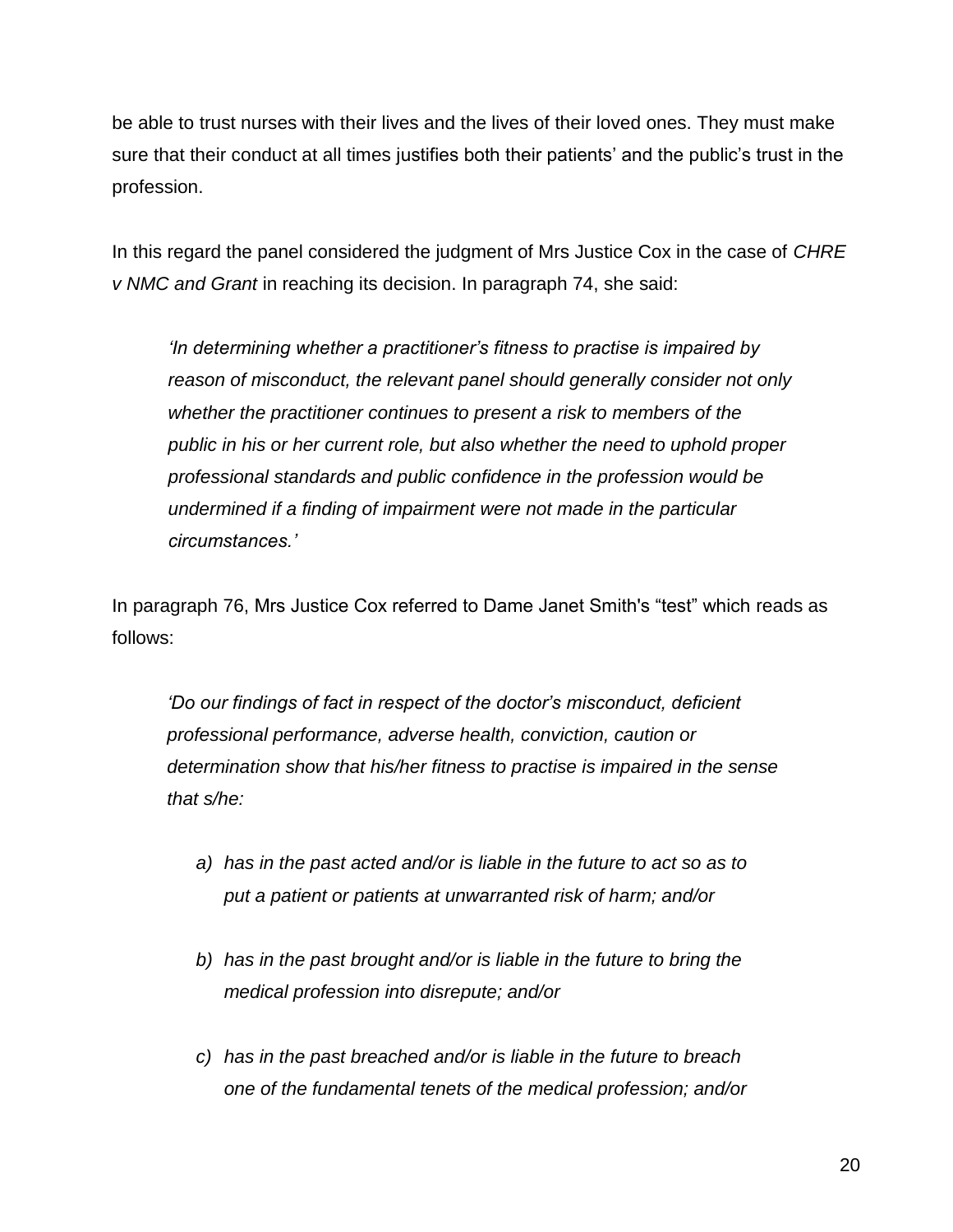be able to trust nurses with their lives and the lives of their loved ones. They must make sure that their conduct at all times justifies both their patients' and the public's trust in the profession.

In this regard the panel considered the judgment of Mrs Justice Cox in the case of *CHRE v NMC and Grant* in reaching its decision. In paragraph 74, she said:

> *'In determining whether a practitioner's fitness to practise is impaired by reason of misconduct, the relevant panel should generally consider not only whether the practitioner continues to present a risk to members of the public in his or her current role, but also whether the need to uphold proper professional standards and public confidence in the profession would be undermined if a finding of impairment were not made in the particular circumstances.'*

In paragraph 76, Mrs Justice Cox referred to Dame Janet Smith's "test" which reads as follows:

> *'Do our findings of fact in respect of the doctor's misconduct, deficient professional performance, adverse health, conviction, caution or determination show that his/her fitness to practise is impaired in the sense that s/he:*
>
> *a) has in the past acted and/or is liable in the future to act so as to put a patient or patients at unwarranted risk of harm; and/or*
>
> *b) has in the past brought and/or is liable in the future to bring the medical profession into disrepute; and/or*
>
> *c) has in the past breached and/or is liable in the future to breach one of the fundamental tenets of the medical profession; and/or*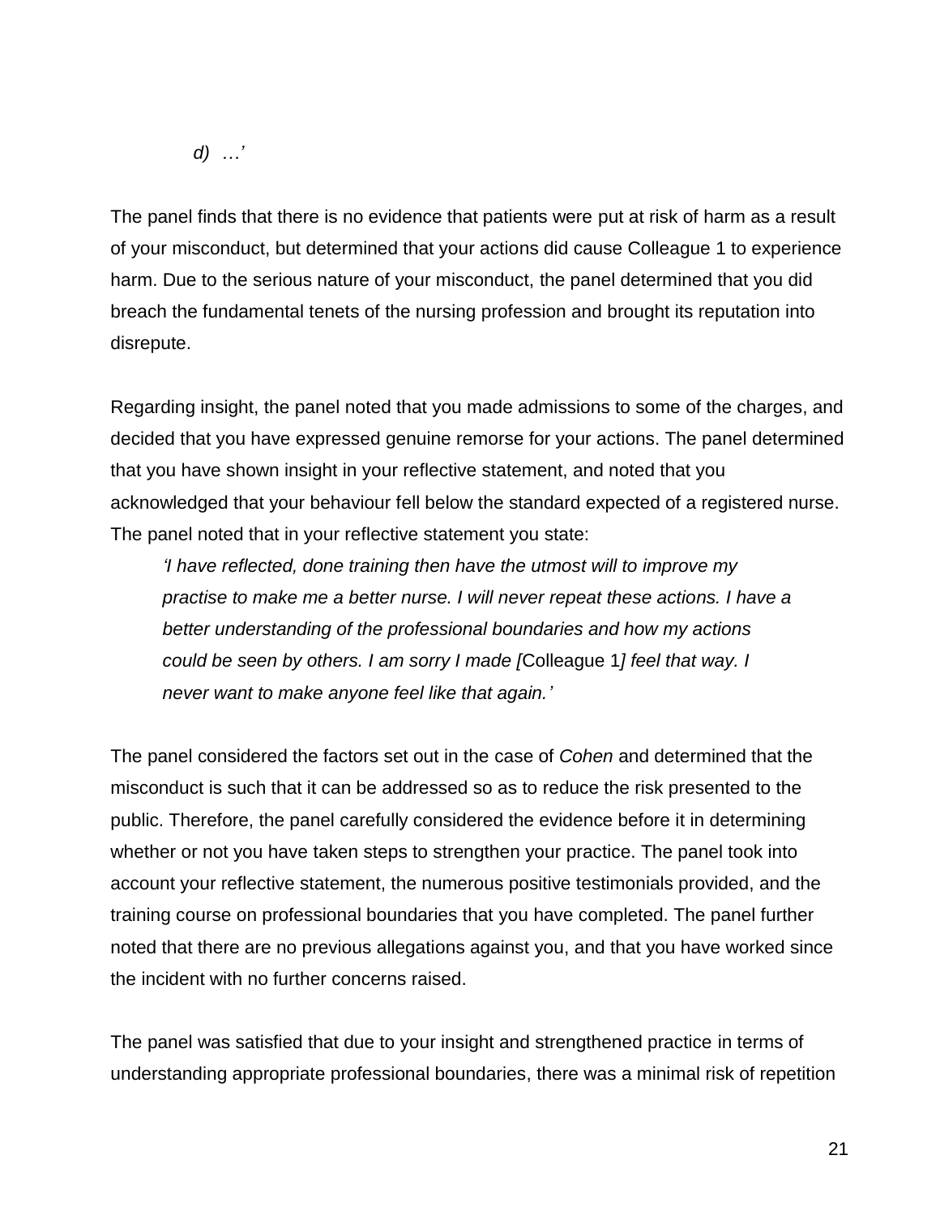*d) …'*

The panel finds that there is no evidence that patients were put at risk of harm as a result of your misconduct, but determined that your actions did cause Colleague 1 to experience harm. Due to the serious nature of your misconduct, the panel determined that you did breach the fundamental tenets of the nursing profession and brought its reputation into disrepute.

Regarding insight, the panel noted that you made admissions to some of the charges, and decided that you have expressed genuine remorse for your actions. The panel determined that you have shown insight in your reflective statement, and noted that you acknowledged that your behaviour fell below the standard expected of a registered nurse. The panel noted that in your reflective statement you state:

> *'I have reflected, done training then have the utmost will to improve my practise to make me a better nurse. I will never repeat these actions. I have a better understanding of the professional boundaries and how my actions could be seen by others. I am sorry I made [*Colleague 1*] feel that way. I never want to make anyone feel like that again.'*

The panel considered the factors set out in the case of *Cohen* and determined that the misconduct is such that it can be addressed so as to reduce the risk presented to the public. Therefore, the panel carefully considered the evidence before it in determining whether or not you have taken steps to strengthen your practice. The panel took into account your reflective statement, the numerous positive testimonials provided, and the training course on professional boundaries that you have completed. The panel further noted that there are no previous allegations against you, and that you have worked since the incident with no further concerns raised.

The panel was satisfied that due to your insight and strengthened practice in terms of understanding appropriate professional boundaries, there was a minimal risk of repetition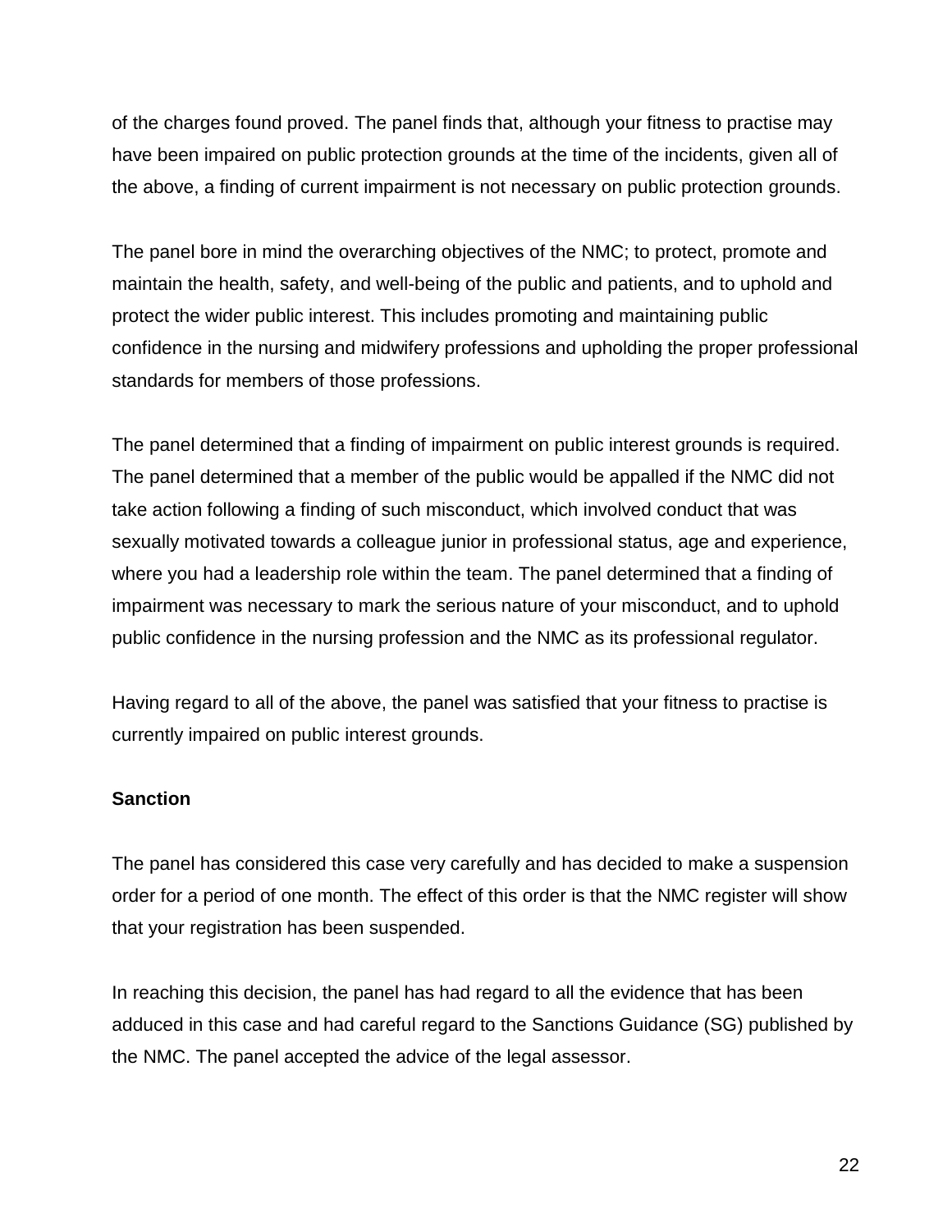of the charges found proved. The panel finds that, although your fitness to practise may have been impaired on public protection grounds at the time of the incidents, given all of the above, a finding of current impairment is not necessary on public protection grounds.

The panel bore in mind the overarching objectives of the NMC; to protect, promote and maintain the health, safety, and well-being of the public and patients, and to uphold and protect the wider public interest. This includes promoting and maintaining public confidence in the nursing and midwifery professions and upholding the proper professional standards for members of those professions.

The panel determined that a finding of impairment on public interest grounds is required. The panel determined that a member of the public would be appalled if the NMC did not take action following a finding of such misconduct, which involved conduct that was sexually motivated towards a colleague junior in professional status, age and experience, where you had a leadership role within the team. The panel determined that a finding of impairment was necessary to mark the serious nature of your misconduct, and to uphold public confidence in the nursing profession and the NMC as its professional regulator.

Having regard to all of the above, the panel was satisfied that your fitness to practise is currently impaired on public interest grounds.

**Sanction**

The panel has considered this case very carefully and has decided to make a suspension order for a period of one month. The effect of this order is that the NMC register will show that your registration has been suspended.

In reaching this decision, the panel has had regard to all the evidence that has been adduced in this case and had careful regard to the Sanctions Guidance (SG) published by the NMC. The panel accepted the advice of the legal assessor.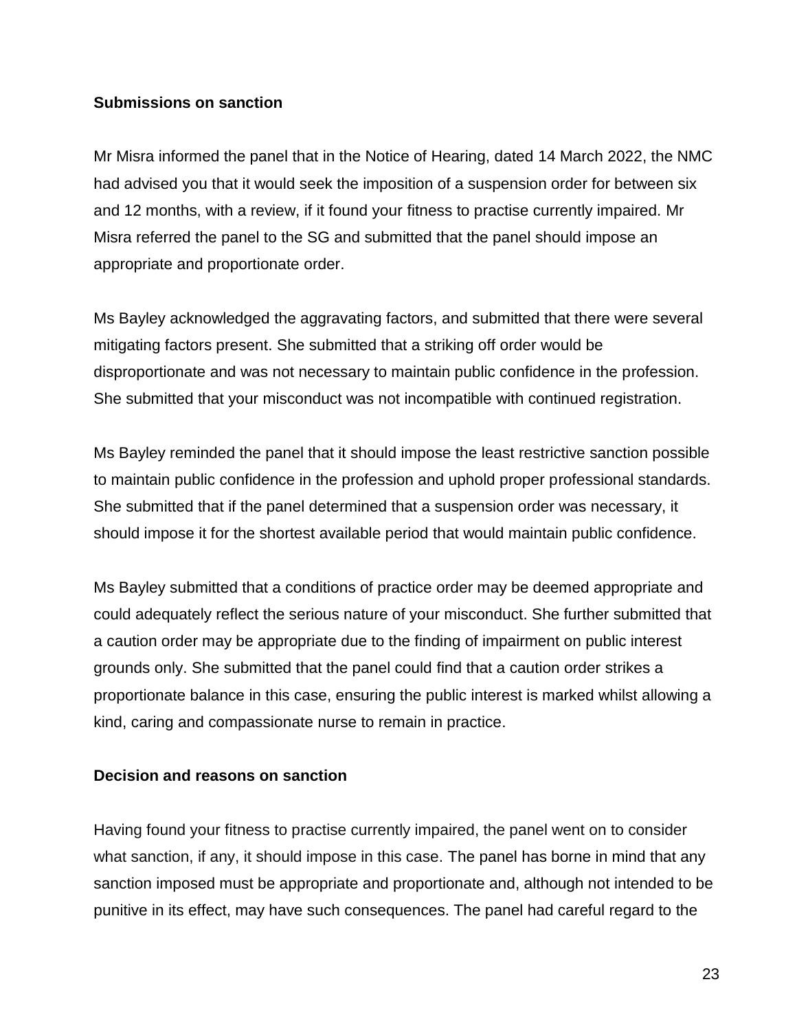**Submissions on sanction**

Mr Misra informed the panel that in the Notice of Hearing, dated 14 March 2022, the NMC had advised you that it would seek the imposition of a suspension order for between six and 12 months, with a review, if it found your fitness to practise currently impaired. Mr Misra referred the panel to the SG and submitted that the panel should impose an appropriate and proportionate order.

Ms Bayley acknowledged the aggravating factors, and submitted that there were several mitigating factors present. She submitted that a striking off order would be disproportionate and was not necessary to maintain public confidence in the profession. She submitted that your misconduct was not incompatible with continued registration.

Ms Bayley reminded the panel that it should impose the least restrictive sanction possible to maintain public confidence in the profession and uphold proper professional standards. She submitted that if the panel determined that a suspension order was necessary, it should impose it for the shortest available period that would maintain public confidence.

Ms Bayley submitted that a conditions of practice order may be deemed appropriate and could adequately reflect the serious nature of your misconduct. She further submitted that a caution order may be appropriate due to the finding of impairment on public interest grounds only. She submitted that the panel could find that a caution order strikes a proportionate balance in this case, ensuring the public interest is marked whilst allowing a kind, caring and compassionate nurse to remain in practice.

**Decision and reasons on sanction**

Having found your fitness to practise currently impaired, the panel went on to consider what sanction, if any, it should impose in this case. The panel has borne in mind that any sanction imposed must be appropriate and proportionate and, although not intended to be punitive in its effect, may have such consequences. The panel had careful regard to the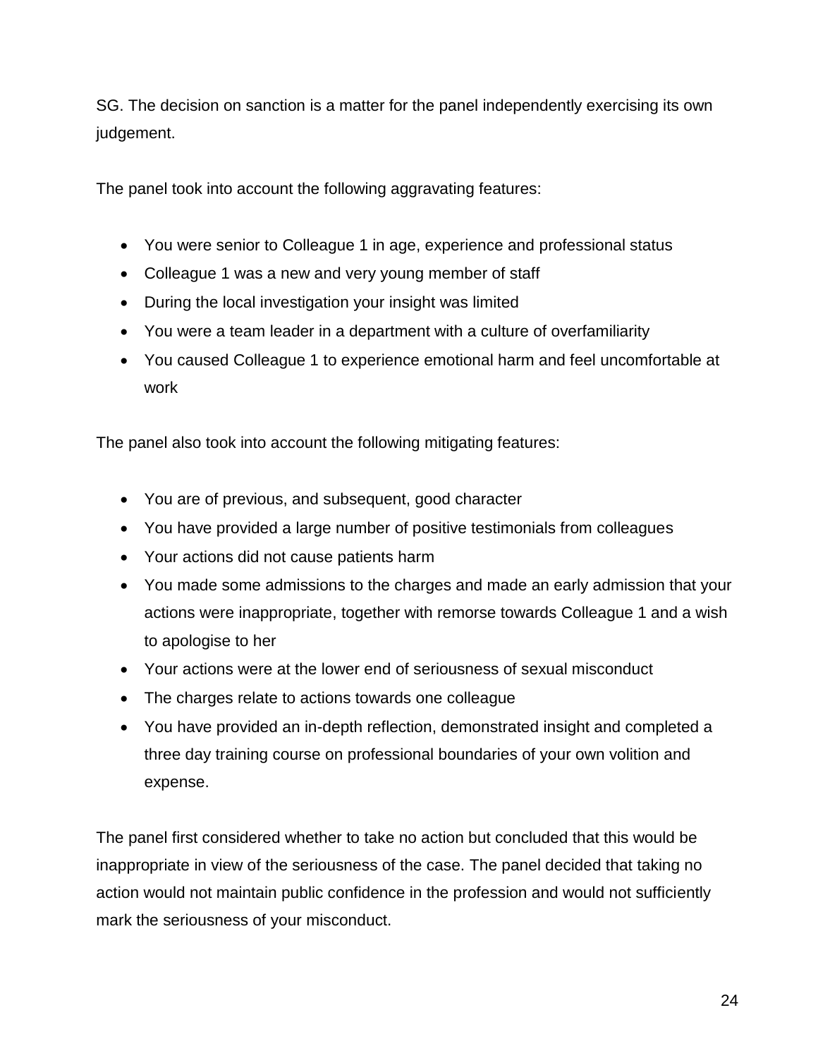SG. The decision on sanction is a matter for the panel independently exercising its own judgement.

The panel took into account the following aggravating features:

- You were senior to Colleague 1 in age, experience and professional status
- Colleague 1 was a new and very young member of staff
- During the local investigation your insight was limited
- You were a team leader in a department with a culture of overfamiliarity
- You caused Colleague 1 to experience emotional harm and feel uncomfortable at work

The panel also took into account the following mitigating features:

- You are of previous, and subsequent, good character
- You have provided a large number of positive testimonials from colleagues
- Your actions did not cause patients harm
- You made some admissions to the charges and made an early admission that your actions were inappropriate, together with remorse towards Colleague 1 and a wish to apologise to her
- Your actions were at the lower end of seriousness of sexual misconduct
- The charges relate to actions towards one colleague
- You have provided an in-depth reflection, demonstrated insight and completed a three day training course on professional boundaries of your own volition and expense.

The panel first considered whether to take no action but concluded that this would be inappropriate in view of the seriousness of the case. The panel decided that taking no action would not maintain public confidence in the profession and would not sufficiently mark the seriousness of your misconduct.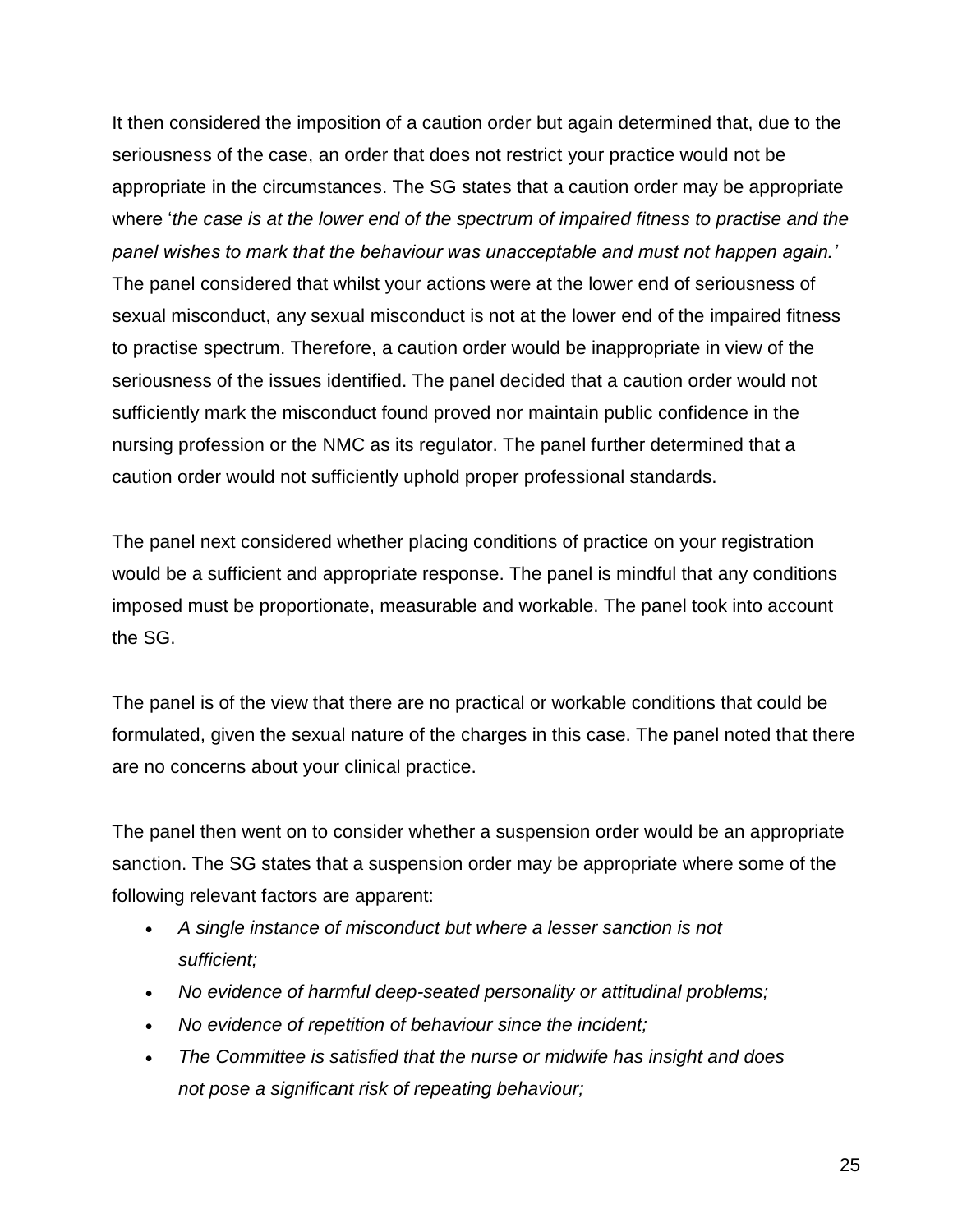It then considered the imposition of a caution order but again determined that, due to the seriousness of the case, an order that does not restrict your practice would not be appropriate in the circumstances. The SG states that a caution order may be appropriate where '*the case is at the lower end of the spectrum of impaired fitness to practise and the panel wishes to mark that the behaviour was unacceptable and must not happen again.'* The panel considered that whilst your actions were at the lower end of seriousness of sexual misconduct, any sexual misconduct is not at the lower end of the impaired fitness to practise spectrum. Therefore, a caution order would be inappropriate in view of the seriousness of the issues identified. The panel decided that a caution order would not sufficiently mark the misconduct found proved nor maintain public confidence in the nursing profession or the NMC as its regulator. The panel further determined that a caution order would not sufficiently uphold proper professional standards.

The panel next considered whether placing conditions of practice on your registration would be a sufficient and appropriate response. The panel is mindful that any conditions imposed must be proportionate, measurable and workable. The panel took into account the SG.

The panel is of the view that there are no practical or workable conditions that could be formulated, given the sexual nature of the charges in this case. The panel noted that there are no concerns about your clinical practice.

The panel then went on to consider whether a suspension order would be an appropriate sanction. The SG states that a suspension order may be appropriate where some of the following relevant factors are apparent:

- *A single instance of misconduct but where a lesser sanction is not sufficient;*
- *No evidence of harmful deep-seated personality or attitudinal problems;*
- *No evidence of repetition of behaviour since the incident;*
- *The Committee is satisfied that the nurse or midwife has insight and does not pose a significant risk of repeating behaviour;*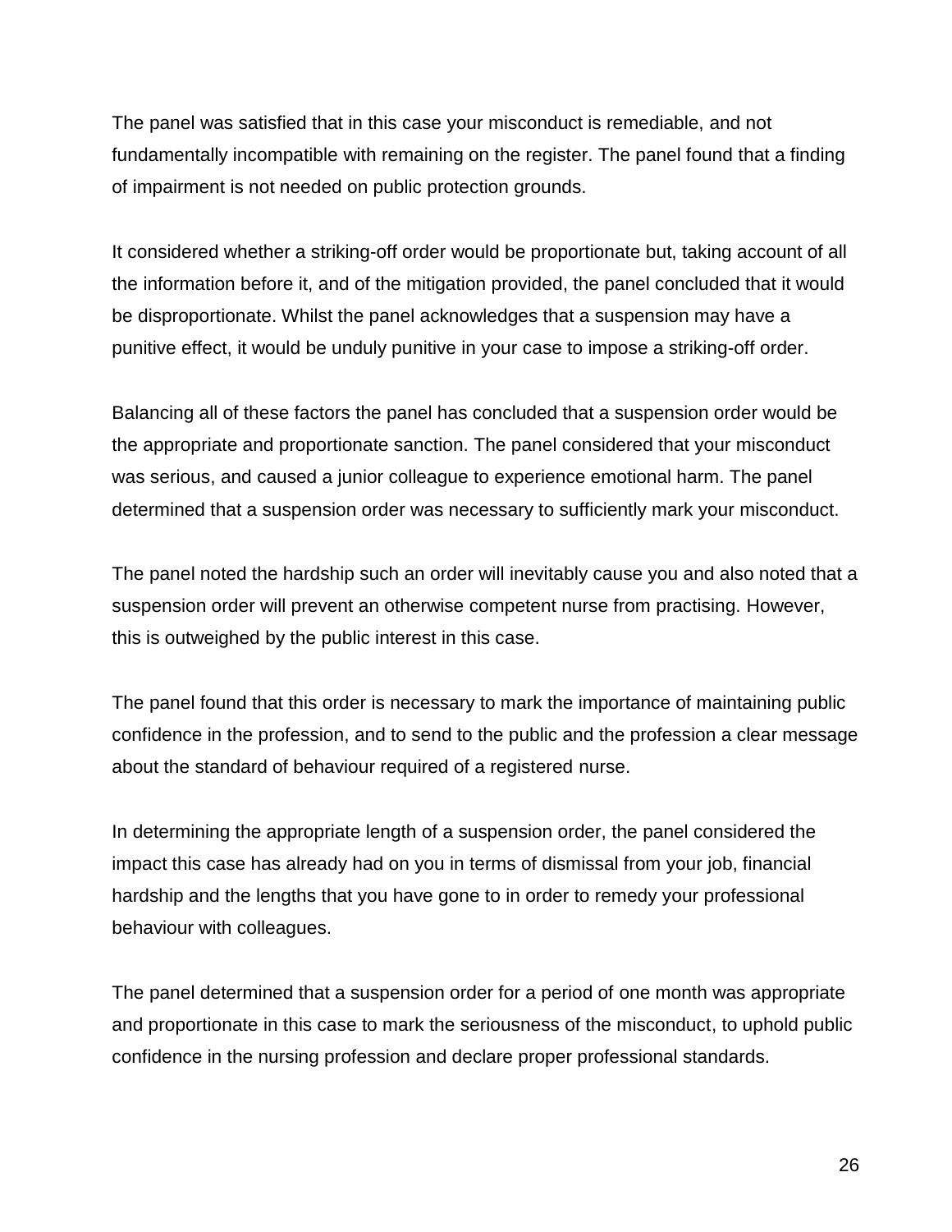The panel was satisfied that in this case your misconduct is remediable, and not fundamentally incompatible with remaining on the register. The panel found that a finding of impairment is not needed on public protection grounds.

It considered whether a striking-off order would be proportionate but, taking account of all the information before it, and of the mitigation provided, the panel concluded that it would be disproportionate. Whilst the panel acknowledges that a suspension may have a punitive effect, it would be unduly punitive in your case to impose a striking-off order.

Balancing all of these factors the panel has concluded that a suspension order would be the appropriate and proportionate sanction. The panel considered that your misconduct was serious, and caused a junior colleague to experience emotional harm. The panel determined that a suspension order was necessary to sufficiently mark your misconduct.

The panel noted the hardship such an order will inevitably cause you and also noted that a suspension order will prevent an otherwise competent nurse from practising. However, this is outweighed by the public interest in this case.

The panel found that this order is necessary to mark the importance of maintaining public confidence in the profession, and to send to the public and the profession a clear message about the standard of behaviour required of a registered nurse.

In determining the appropriate length of a suspension order, the panel considered the impact this case has already had on you in terms of dismissal from your job, financial hardship and the lengths that you have gone to in order to remedy your professional behaviour with colleagues.

The panel determined that a suspension order for a period of one month was appropriate and proportionate in this case to mark the seriousness of the misconduct, to uphold public confidence in the nursing profession and declare proper professional standards.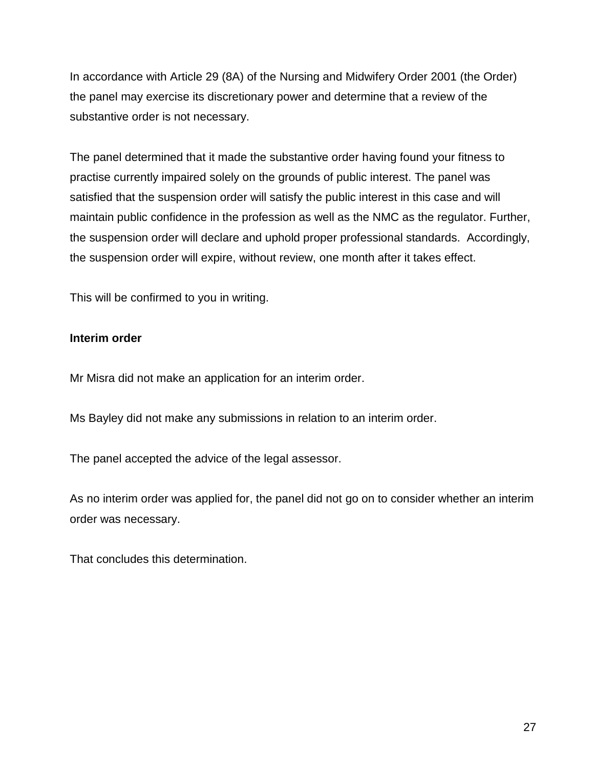In accordance with Article 29 (8A) of the Nursing and Midwifery Order 2001 (the Order) the panel may exercise its discretionary power and determine that a review of the substantive order is not necessary.

The panel determined that it made the substantive order having found your fitness to practise currently impaired solely on the grounds of public interest. The panel was satisfied that the suspension order will satisfy the public interest in this case and will maintain public confidence in the profession as well as the NMC as the regulator. Further, the suspension order will declare and uphold proper professional standards. Accordingly, the suspension order will expire, without review, one month after it takes effect.

This will be confirmed to you in writing.

**Interim order**

Mr Misra did not make an application for an interim order.

Ms Bayley did not make any submissions in relation to an interim order.

The panel accepted the advice of the legal assessor.

As no interim order was applied for, the panel did not go on to consider whether an interim order was necessary.

That concludes this determination.